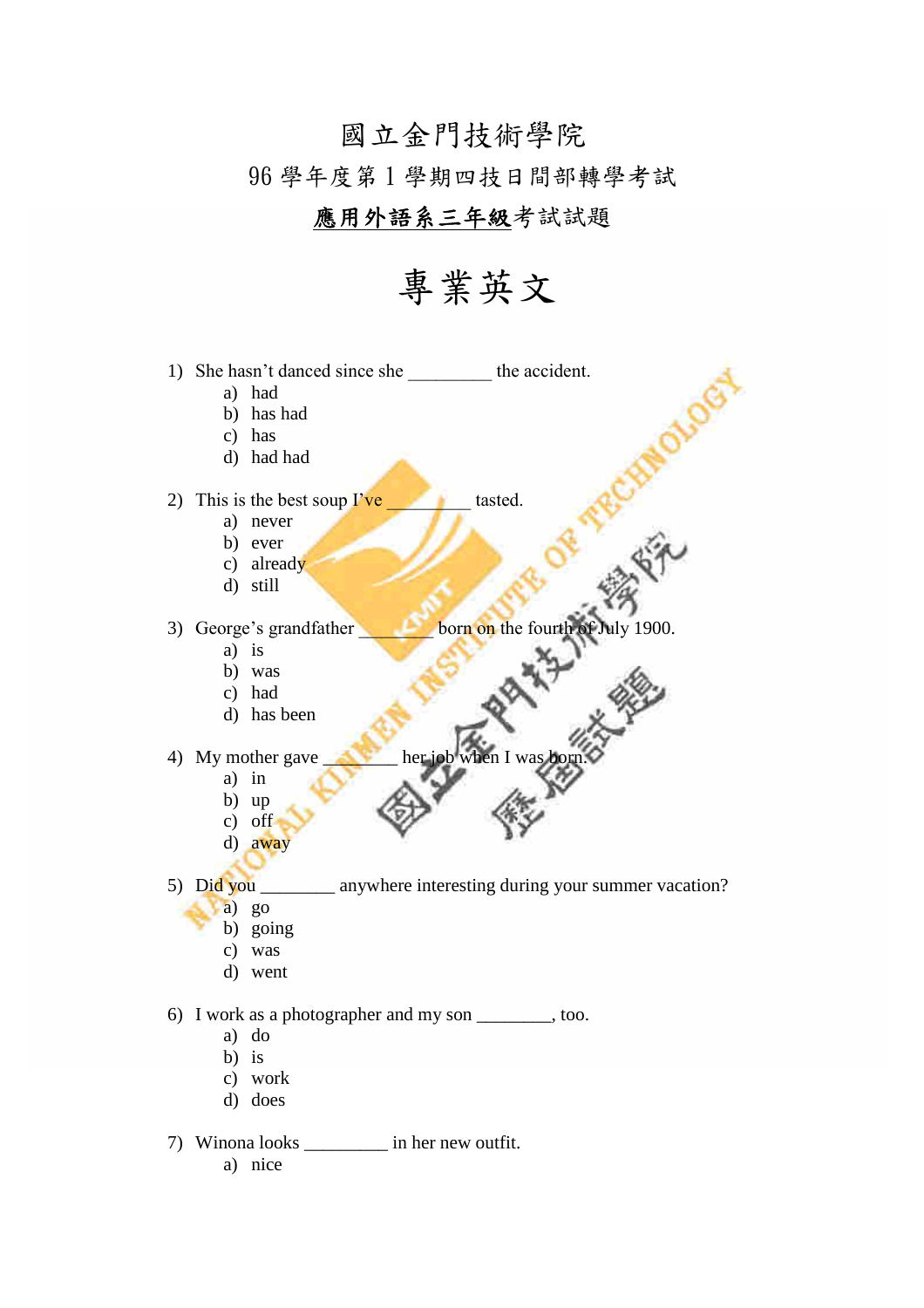# 國立金門技術學院

## 96 學年度第 1 學期四技日間部轉學考試

## 應用外語系三年級考試試題

# 專業英文

1) She hasn't danced since she _________ the accident.
   a) had
   b) has had
   c) has
   d) had had

2) This is the best soup I've _________ tasted.
   a) never
   b) ever
   c) already
   d) still

3) George's grandfather ________ born on the fourth of July 1900.
   a) is
   b) was
   c) had
   d) has been

4) My mother gave ________ her job when I was born.
   a) in
   b) up
   c) off
   d) away

5) Did you ________ anywhere interesting during your summer vacation?
   a) go
   b) going
   c) was
   d) went

6) I work as a photographer and my son ________, too.
   a) do
   b) is
   c) work
   d) does

7) Winona looks _________ in her new outfit.
   a) nice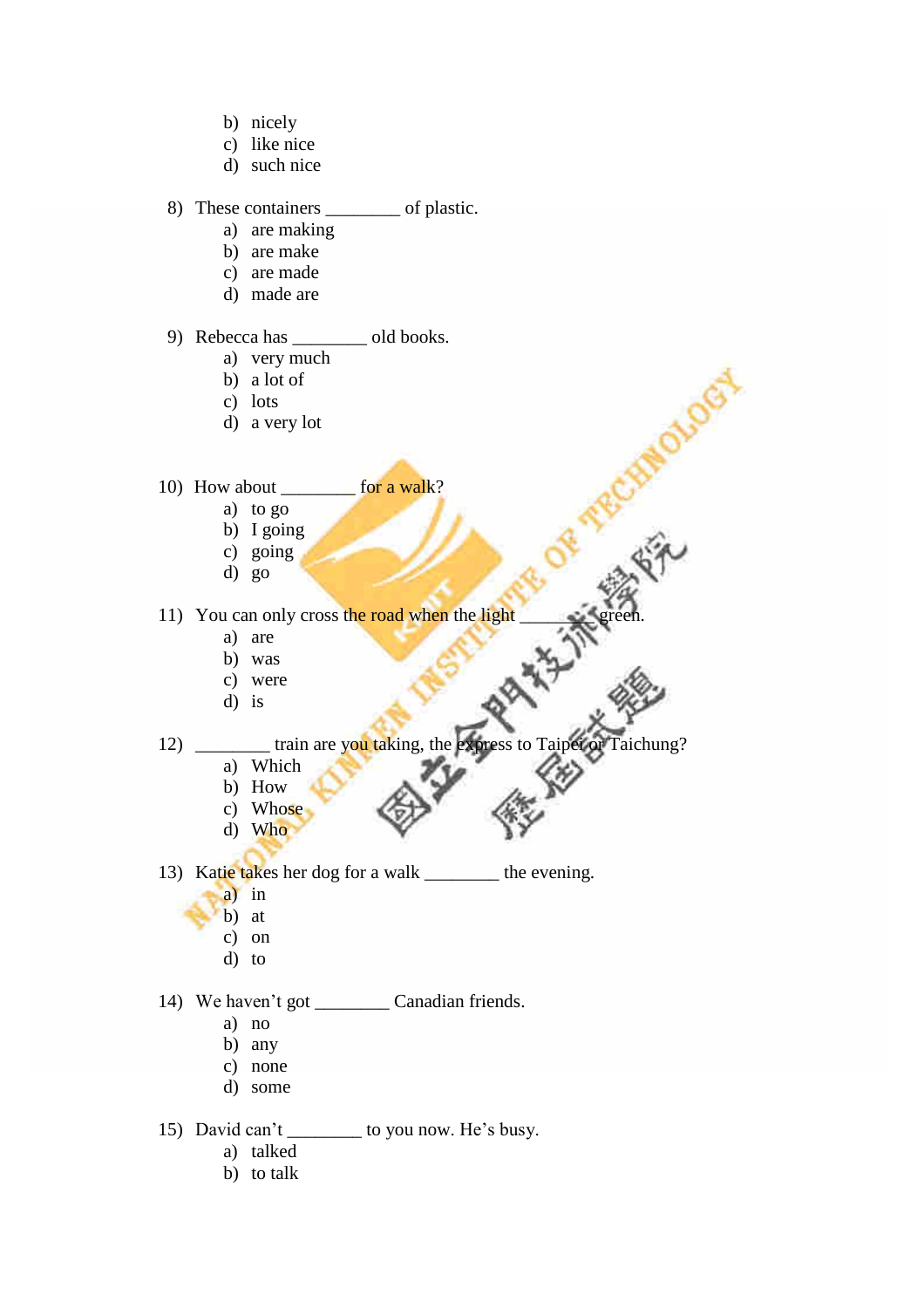b) nicely
c) like nice
d) such nice

8) These containers ________ of plastic.
   a) are making
   b) are make
   c) are made
   d) made are

9) Rebecca has ________ old books.
   a) very much
   b) a lot of
   c) lots
   d) a very lot

10) How about ________ for a walk?
   a) to go
   b) I going
   c) going
   d) go

11) You can only cross the road when the light ________ green.
   a) are
   b) was
   c) were
   d) is

12) ________ train are you taking, the express to Taipei or Taichung?
   a) Which
   b) How
   c) Whose
   d) Who

13) Katie takes her dog for a walk ________ the evening.
   a) in
   b) at
   c) on
   d) to

14) We haven't got ________ Canadian friends.
   a) no
   b) any
   c) none
   d) some

15) David can't ________ to you now. He's busy.
   a) talked
   b) to talk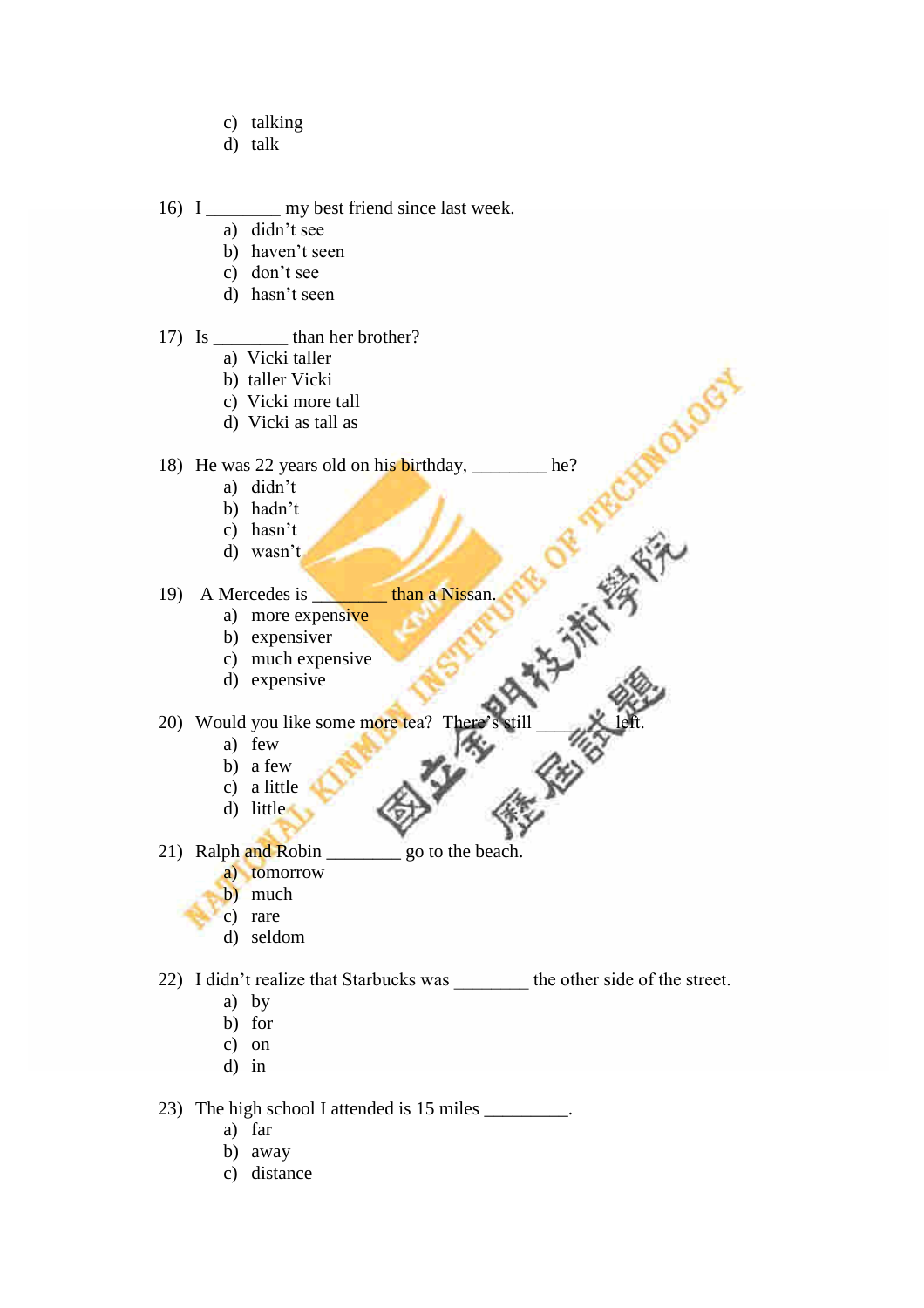c) talking
d) talk

16) I ________ my best friend since last week.
   a) didn't see
   b) haven't seen
   c) don't see
   d) hasn't seen

17) Is ________ than her brother?
   a) Vicki taller
   b) taller Vicki
   c) Vicki more tall
   d) Vicki as tall as

18) He was 22 years old on his birthday, ________ he?
   a) didn't
   b) hadn't
   c) hasn't
   d) wasn't

19) A Mercedes is ________ than a Nissan.
   a) more expensive
   b) expensiver
   c) much expensive
   d) expensive

20) Would you like some more tea? There's still ________ left.
   a) few
   b) a few
   c) a little
   d) little

21) Ralph and Robin ________ go to the beach.
   a) tomorrow
   b) much
   c) rare
   d) seldom

22) I didn't realize that Starbucks was ________ the other side of the street.
   a) by
   b) for
   c) on
   d) in

23) The high school I attended is 15 miles _________.
   a) far
   b) away
   c) distance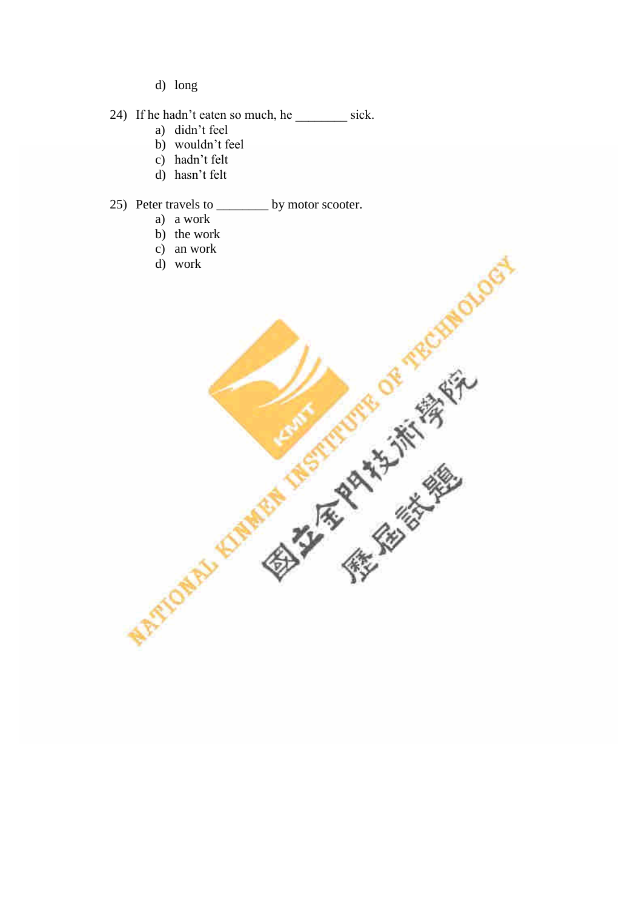d) long

24) If he hadn’t eaten so much, he ________ sick.

a) didn’t feel
b) wouldn’t feel
c) hadn’t felt
d) hasn’t felt

25) Peter travels to ________ by motor scooter.

a) a work
b) the work
c) an work
d) work